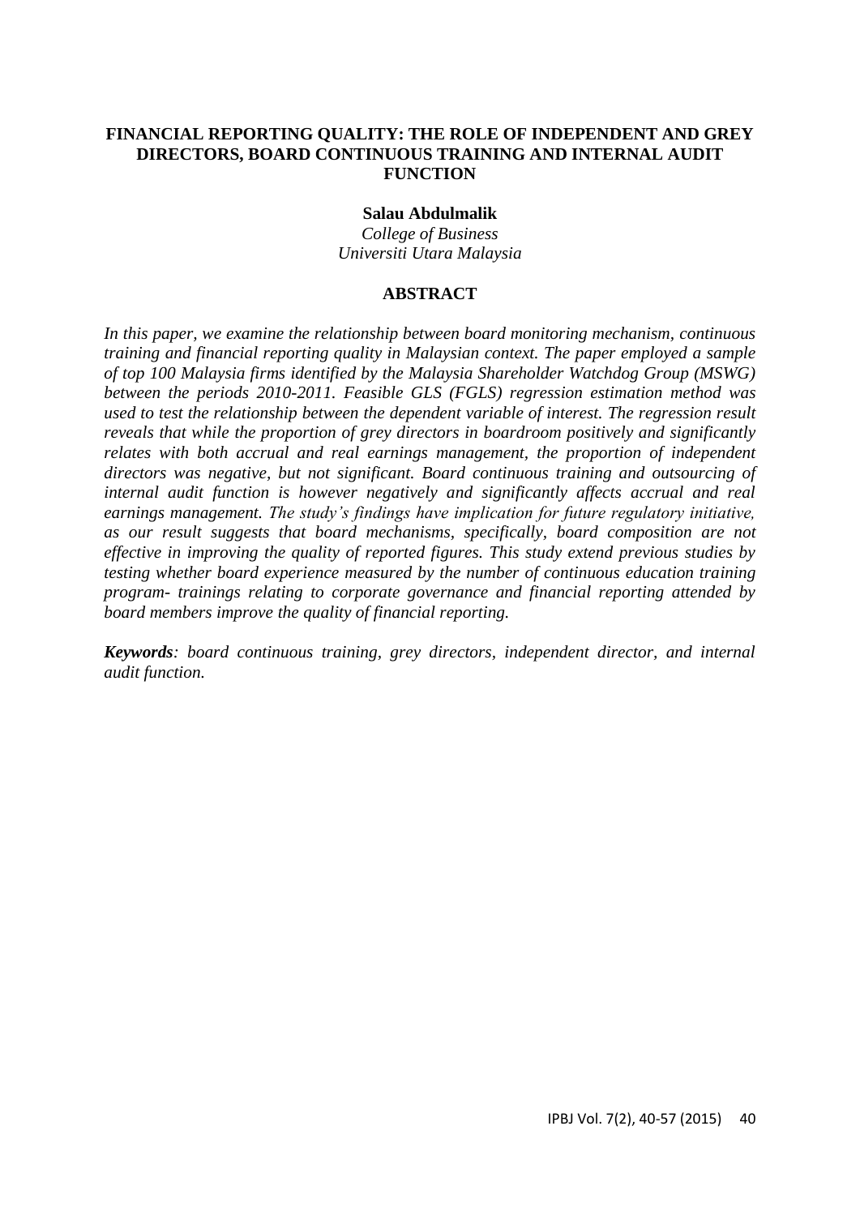# FINANCIAL REPORTING QUALITY: THE ROLE OF INDEPENDENT AND GREY DIRECTORS, BOARD CONTINUOUS TRAINING AND INTERNAL AUDIT FUNCTION

**Salau Abdulmalik**

*College of Business*
*Universiti Utara Malaysia*

## ABSTRACT

*In this paper, we examine the relationship between board monitoring mechanism, continuous training and financial reporting quality in Malaysian context. The paper employed a sample of top 100 Malaysia firms identified by the Malaysia Shareholder Watchdog Group (MSWG) between the periods 2010-2011. Feasible GLS (FGLS) regression estimation method was used to test the relationship between the dependent variable of interest. The regression result reveals that while the proportion of grey directors in boardroom positively and significantly relates with both accrual and real earnings management, the proportion of independent directors was negative, but not significant. Board continuous training and outsourcing of internal audit function is however negatively and significantly affects accrual and real earnings management. The study's findings have implication for future regulatory initiative, as our result suggests that board mechanisms, specifically, board composition are not effective in improving the quality of reported figures. This study extend previous studies by testing whether board experience measured by the number of continuous education training program- trainings relating to corporate governance and financial reporting attended by board members improve the quality of financial reporting.*

***Keywords**: board continuous training, grey directors, independent director, and internal audit function.*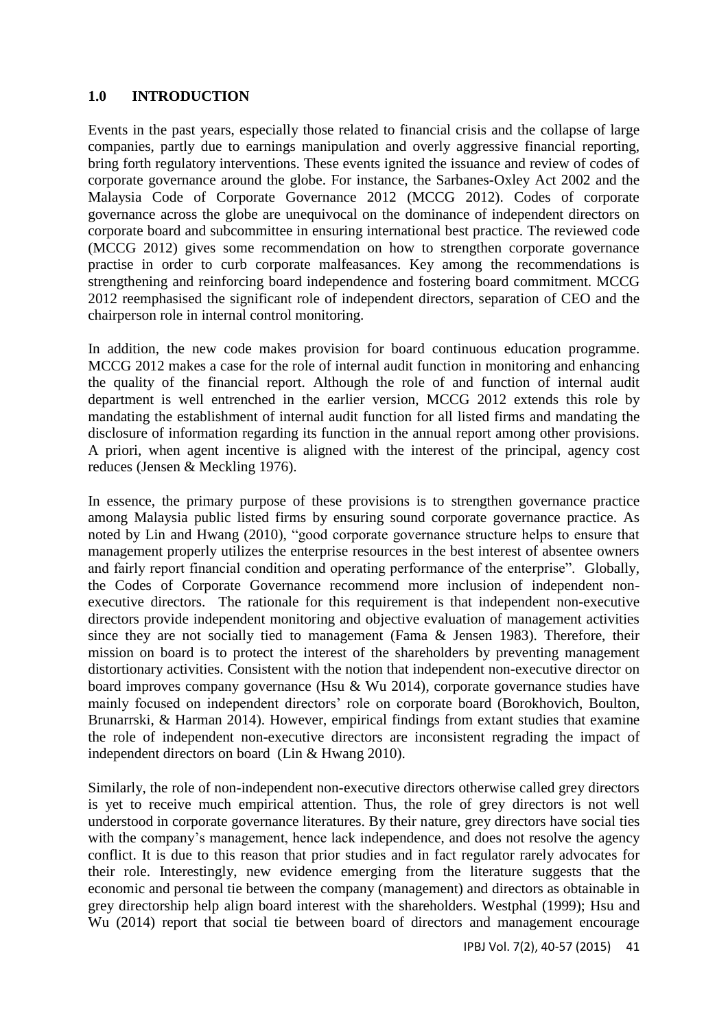## 1.0 INTRODUCTION

Events in the past years, especially those related to financial crisis and the collapse of large companies, partly due to earnings manipulation and overly aggressive financial reporting, bring forth regulatory interventions. These events ignited the issuance and review of codes of corporate governance around the globe. For instance, the Sarbanes-Oxley Act 2002 and the Malaysia Code of Corporate Governance 2012 (MCCG 2012). Codes of corporate governance across the globe are unequivocal on the dominance of independent directors on corporate board and subcommittee in ensuring international best practice. The reviewed code (MCCG 2012) gives some recommendation on how to strengthen corporate governance practise in order to curb corporate malfeasances. Key among the recommendations is strengthening and reinforcing board independence and fostering board commitment. MCCG 2012 reemphasised the significant role of independent directors, separation of CEO and the chairperson role in internal control monitoring.

In addition, the new code makes provision for board continuous education programme. MCCG 2012 makes a case for the role of internal audit function in monitoring and enhancing the quality of the financial report. Although the role of and function of internal audit department is well entrenched in the earlier version, MCCG 2012 extends this role by mandating the establishment of internal audit function for all listed firms and mandating the disclosure of information regarding its function in the annual report among other provisions. A priori, when agent incentive is aligned with the interest of the principal, agency cost reduces (Jensen & Meckling 1976).

In essence, the primary purpose of these provisions is to strengthen governance practice among Malaysia public listed firms by ensuring sound corporate governance practice. As noted by Lin and Hwang (2010), "good corporate governance structure helps to ensure that management properly utilizes the enterprise resources in the best interest of absentee owners and fairly report financial condition and operating performance of the enterprise". Globally, the Codes of Corporate Governance recommend more inclusion of independent non-executive directors. The rationale for this requirement is that independent non-executive directors provide independent monitoring and objective evaluation of management activities since they are not socially tied to management (Fama & Jensen 1983). Therefore, their mission on board is to protect the interest of the shareholders by preventing management distortionary activities. Consistent with the notion that independent non-executive director on board improves company governance (Hsu & Wu 2014), corporate governance studies have mainly focused on independent directors' role on corporate board (Borokhovich, Boulton, Brunarrski, & Harman 2014). However, empirical findings from extant studies that examine the role of independent non-executive directors are inconsistent regrading the impact of independent directors on board (Lin & Hwang 2010).

Similarly, the role of non-independent non-executive directors otherwise called grey directors is yet to receive much empirical attention. Thus, the role of grey directors is not well understood in corporate governance literatures. By their nature, grey directors have social ties with the company's management, hence lack independence, and does not resolve the agency conflict. It is due to this reason that prior studies and in fact regulator rarely advocates for their role. Interestingly, new evidence emerging from the literature suggests that the economic and personal tie between the company (management) and directors as obtainable in grey directorship help align board interest with the shareholders. Westphal (1999); Hsu and Wu (2014) report that social tie between board of directors and management encourage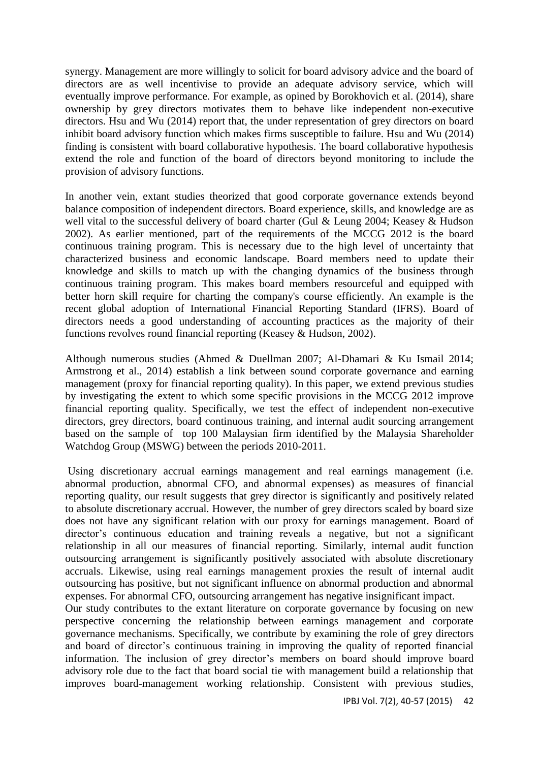synergy. Management are more willingly to solicit for board advisory advice and the board of directors are as well incentivise to provide an adequate advisory service, which will eventually improve performance. For example, as opined by Borokhovich et al. (2014), share ownership by grey directors motivates them to behave like independent non-executive directors. Hsu and Wu (2014) report that, the under representation of grey directors on board inhibit board advisory function which makes firms susceptible to failure. Hsu and Wu (2014) finding is consistent with board collaborative hypothesis. The board collaborative hypothesis extend the role and function of the board of directors beyond monitoring to include the provision of advisory functions.

In another vein, extant studies theorized that good corporate governance extends beyond balance composition of independent directors. Board experience, skills, and knowledge are as well vital to the successful delivery of board charter (Gul & Leung 2004; Keasey & Hudson 2002). As earlier mentioned, part of the requirements of the MCCG 2012 is the board continuous training program. This is necessary due to the high level of uncertainty that characterized business and economic landscape. Board members need to update their knowledge and skills to match up with the changing dynamics of the business through continuous training program. This makes board members resourceful and equipped with better horn skill require for charting the company's course efficiently. An example is the recent global adoption of International Financial Reporting Standard (IFRS). Board of directors needs a good understanding of accounting practices as the majority of their functions revolves round financial reporting (Keasey & Hudson, 2002).

Although numerous studies (Ahmed & Duellman 2007; Al-Dhamari & Ku Ismail 2014; Armstrong et al., 2014) establish a link between sound corporate governance and earning management (proxy for financial reporting quality). In this paper, we extend previous studies by investigating the extent to which some specific provisions in the MCCG 2012 improve financial reporting quality. Specifically, we test the effect of independent non-executive directors, grey directors, board continuous training, and internal audit sourcing arrangement based on the sample of top 100 Malaysian firm identified by the Malaysia Shareholder Watchdog Group (MSWG) between the periods 2010-2011.

Using discretionary accrual earnings management and real earnings management (i.e. abnormal production, abnormal CFO, and abnormal expenses) as measures of financial reporting quality, our result suggests that grey director is significantly and positively related to absolute discretionary accrual. However, the number of grey directors scaled by board size does not have any significant relation with our proxy for earnings management. Board of director's continuous education and training reveals a negative, but not a significant relationship in all our measures of financial reporting. Similarly, internal audit function outsourcing arrangement is significantly positively associated with absolute discretionary accruals. Likewise, using real earnings management proxies the result of internal audit outsourcing has positive, but not significant influence on abnormal production and abnormal expenses. For abnormal CFO, outsourcing arrangement has negative insignificant impact.

Our study contributes to the extant literature on corporate governance by focusing on new perspective concerning the relationship between earnings management and corporate governance mechanisms. Specifically, we contribute by examining the role of grey directors and board of director's continuous training in improving the quality of reported financial information. The inclusion of grey director's members on board should improve board advisory role due to the fact that board social tie with management build a relationship that improves board-management working relationship. Consistent with previous studies,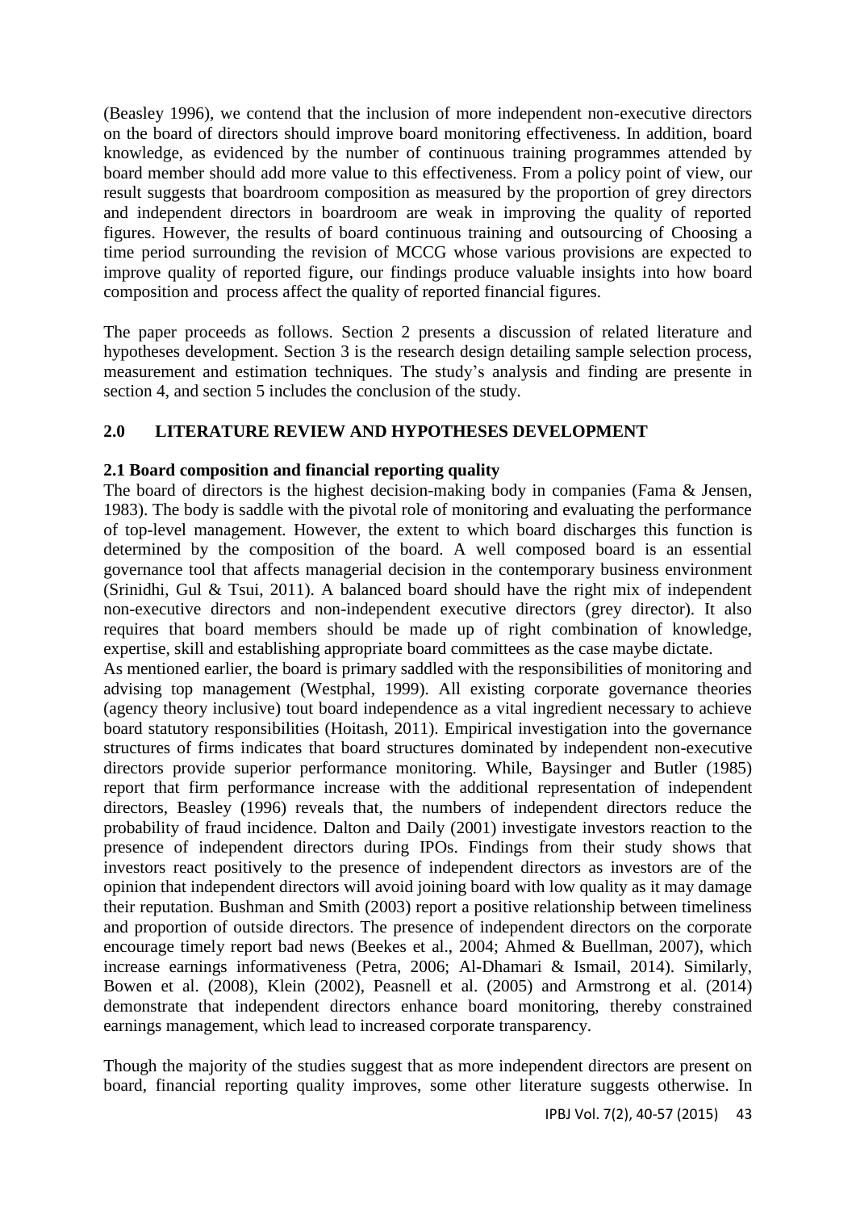(Beasley 1996), we contend that the inclusion of more independent non-executive directors on the board of directors should improve board monitoring effectiveness. In addition, board knowledge, as evidenced by the number of continuous training programmes attended by board member should add more value to this effectiveness. From a policy point of view, our result suggests that boardroom composition as measured by the proportion of grey directors and independent directors in boardroom are weak in improving the quality of reported figures. However, the results of board continuous training and outsourcing of Choosing a time period surrounding the revision of MCCG whose various provisions are expected to improve quality of reported figure, our findings produce valuable insights into how board composition and process affect the quality of reported financial figures.

The paper proceeds as follows. Section 2 presents a discussion of related literature and hypotheses development. Section 3 is the research design detailing sample selection process, measurement and estimation techniques. The study's analysis and finding are presente in section 4, and section 5 includes the conclusion of the study.

## 2.0 LITERATURE REVIEW AND HYPOTHESES DEVELOPMENT

### 2.1 Board composition and financial reporting quality

The board of directors is the highest decision-making body in companies (Fama & Jensen, 1983). The body is saddle with the pivotal role of monitoring and evaluating the performance of top-level management. However, the extent to which board discharges this function is determined by the composition of the board. A well composed board is an essential governance tool that affects managerial decision in the contemporary business environment (Srinidhi, Gul & Tsui, 2011). A balanced board should have the right mix of independent non-executive directors and non-independent executive directors (grey director). It also requires that board members should be made up of right combination of knowledge, expertise, skill and establishing appropriate board committees as the case maybe dictate.
As mentioned earlier, the board is primary saddled with the responsibilities of monitoring and advising top management (Westphal, 1999). All existing corporate governance theories (agency theory inclusive) tout board independence as a vital ingredient necessary to achieve board statutory responsibilities (Hoitash, 2011). Empirical investigation into the governance structures of firms indicates that board structures dominated by independent non-executive directors provide superior performance monitoring. While, Baysinger and Butler (1985) report that firm performance increase with the additional representation of independent directors, Beasley (1996) reveals that, the numbers of independent directors reduce the probability of fraud incidence. Dalton and Daily (2001) investigate investors reaction to the presence of independent directors during IPOs. Findings from their study shows that investors react positively to the presence of independent directors as investors are of the opinion that independent directors will avoid joining board with low quality as it may damage their reputation. Bushman and Smith (2003) report a positive relationship between timeliness and proportion of outside directors. The presence of independent directors on the corporate encourage timely report bad news (Beekes et al., 2004; Ahmed & Buellman, 2007), which increase earnings informativeness (Petra, 2006; Al-Dhamari & Ismail, 2014). Similarly, Bowen et al. (2008), Klein (2002), Peasnell et al. (2005) and Armstrong et al. (2014) demonstrate that independent directors enhance board monitoring, thereby constrained earnings management, which lead to increased corporate transparency.

Though the majority of the studies suggest that as more independent directors are present on board, financial reporting quality improves, some other literature suggests otherwise. In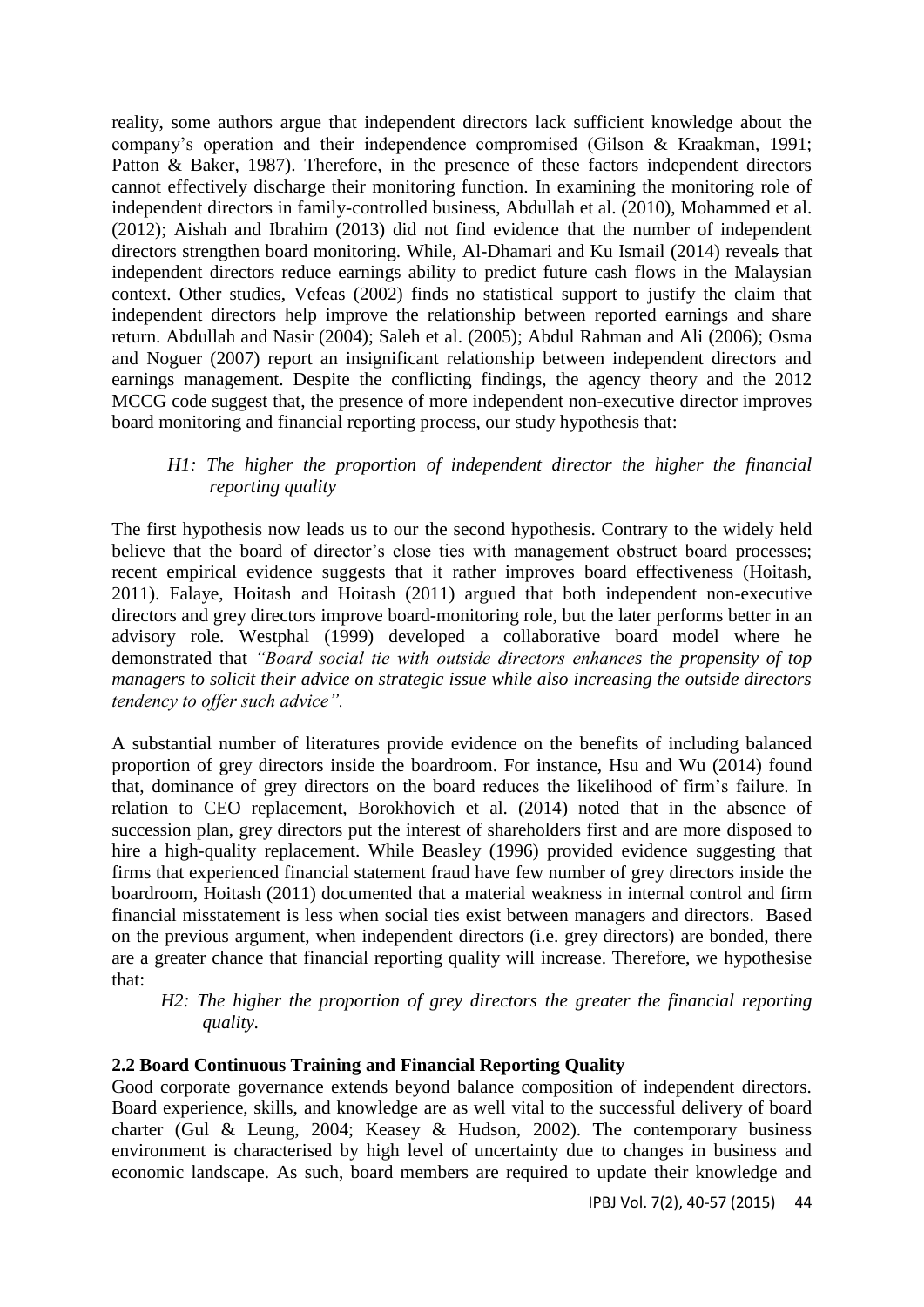reality, some authors argue that independent directors lack sufficient knowledge about the company's operation and their independence compromised (Gilson & Kraakman, 1991; Patton & Baker, 1987). Therefore, in the presence of these factors independent directors cannot effectively discharge their monitoring function. In examining the monitoring role of independent directors in family-controlled business, Abdullah et al. (2010), Mohammed et al. (2012); Aishah and Ibrahim (2013) did not find evidence that the number of independent directors strengthen board monitoring. While, Al-Dhamari and Ku Ismail (2014) reveals that independent directors reduce earnings ability to predict future cash flows in the Malaysian context. Other studies, Vefeas (2002) finds no statistical support to justify the claim that independent directors help improve the relationship between reported earnings and share return. Abdullah and Nasir (2004); Saleh et al. (2005); Abdul Rahman and Ali (2006); Osma and Noguer (2007) report an insignificant relationship between independent directors and earnings management. Despite the conflicting findings, the agency theory and the 2012 MCCG code suggest that, the presence of more independent non-executive director improves board monitoring and financial reporting process, our study hypothesis that:

*H1: The higher the proportion of independent director the higher the financial reporting quality*

The first hypothesis now leads us to our the second hypothesis. Contrary to the widely held believe that the board of director's close ties with management obstruct board processes; recent empirical evidence suggests that it rather improves board effectiveness (Hoitash, 2011). Falaye, Hoitash and Hoitash (2011) argued that both independent non-executive directors and grey directors improve board-monitoring role, but the later performs better in an advisory role. Westphal (1999) developed a collaborative board model where he demonstrated that *"Board social tie with outside directors enhances the propensity of top managers to solicit their advice on strategic issue while also increasing the outside directors tendency to offer such advice".*

A substantial number of literatures provide evidence on the benefits of including balanced proportion of grey directors inside the boardroom. For instance, Hsu and Wu (2014) found that, dominance of grey directors on the board reduces the likelihood of firm's failure. In relation to CEO replacement, Borokhovich et al. (2014) noted that in the absence of succession plan, grey directors put the interest of shareholders first and are more disposed to hire a high-quality replacement. While Beasley (1996) provided evidence suggesting that firms that experienced financial statement fraud have few number of grey directors inside the boardroom, Hoitash (2011) documented that a material weakness in internal control and firm financial misstatement is less when social ties exist between managers and directors. Based on the previous argument, when independent directors (i.e. grey directors) are bonded, there are a greater chance that financial reporting quality will increase. Therefore, we hypothesise that:

*H2: The higher the proportion of grey directors the greater the financial reporting quality.*

### 2.2 Board Continuous Training and Financial Reporting Quality

Good corporate governance extends beyond balance composition of independent directors. Board experience, skills, and knowledge are as well vital to the successful delivery of board charter (Gul & Leung, 2004; Keasey & Hudson, 2002). The contemporary business environment is characterised by high level of uncertainty due to changes in business and economic landscape. As such, board members are required to update their knowledge and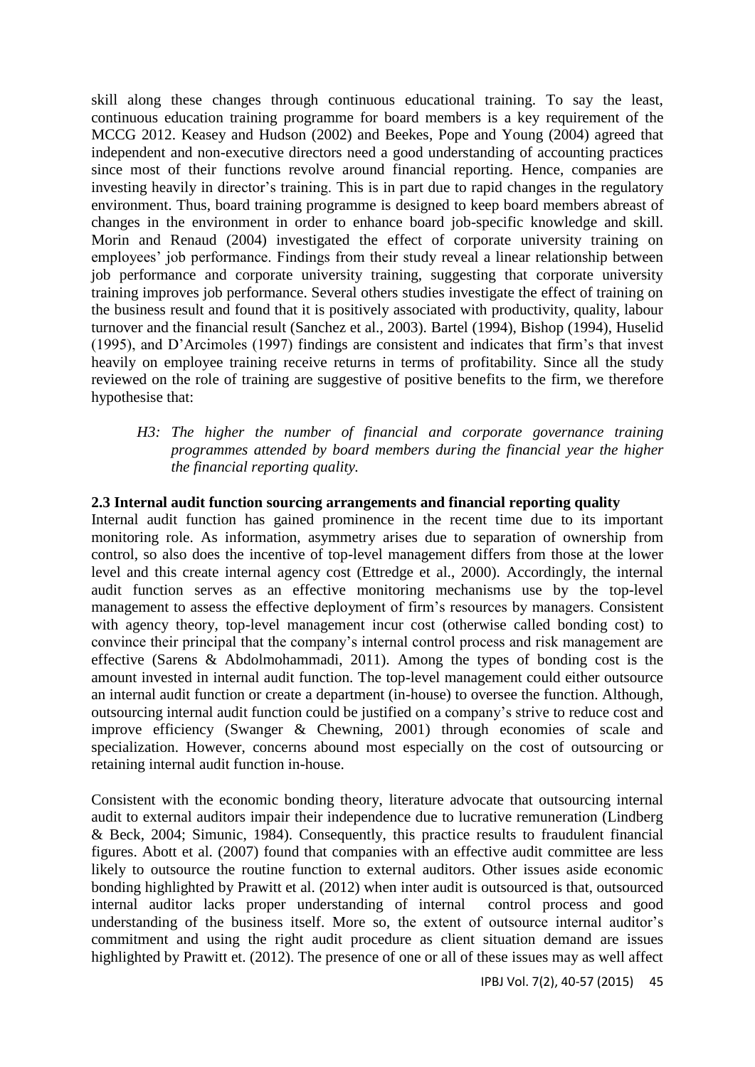skill along these changes through continuous educational training. To say the least, continuous education training programme for board members is a key requirement of the MCCG 2012. Keasey and Hudson (2002) and Beekes, Pope and Young (2004) agreed that independent and non-executive directors need a good understanding of accounting practices since most of their functions revolve around financial reporting. Hence, companies are investing heavily in director's training. This is in part due to rapid changes in the regulatory environment. Thus, board training programme is designed to keep board members abreast of changes in the environment in order to enhance board job-specific knowledge and skill. Morin and Renaud (2004) investigated the effect of corporate university training on employees' job performance. Findings from their study reveal a linear relationship between job performance and corporate university training, suggesting that corporate university training improves job performance. Several others studies investigate the effect of training on the business result and found that it is positively associated with productivity, quality, labour turnover and the financial result (Sanchez et al., 2003). Bartel (1994), Bishop (1994), Huselid (1995), and D'Arcimoles (1997) findings are consistent and indicates that firm's that invest heavily on employee training receive returns in terms of profitability. Since all the study reviewed on the role of training are suggestive of positive benefits to the firm, we therefore hypothesise that:

> *H3: The higher the number of financial and corporate governance training programmes attended by board members during the financial year the higher the financial reporting quality.*

**2.3 Internal audit function sourcing arrangements and financial reporting quality**

Internal audit function has gained prominence in the recent time due to its important monitoring role. As information, asymmetry arises due to separation of ownership from control, so also does the incentive of top-level management differs from those at the lower level and this create internal agency cost (Ettredge et al., 2000). Accordingly, the internal audit function serves as an effective monitoring mechanisms use by the top-level management to assess the effective deployment of firm's resources by managers. Consistent with agency theory, top-level management incur cost (otherwise called bonding cost) to convince their principal that the company's internal control process and risk management are effective (Sarens & Abdolmohammadi, 2011). Among the types of bonding cost is the amount invested in internal audit function. The top-level management could either outsource an internal audit function or create a department (in-house) to oversee the function. Although, outsourcing internal audit function could be justified on a company's strive to reduce cost and improve efficiency (Swanger & Chewning, 2001) through economies of scale and specialization. However, concerns abound most especially on the cost of outsourcing or retaining internal audit function in-house.

Consistent with the economic bonding theory, literature advocate that outsourcing internal audit to external auditors impair their independence due to lucrative remuneration (Lindberg & Beck, 2004; Simunic, 1984). Consequently, this practice results to fraudulent financial figures. Abott et al. (2007) found that companies with an effective audit committee are less likely to outsource the routine function to external auditors. Other issues aside economic bonding highlighted by Prawitt et al. (2012) when inter audit is outsourced is that, outsourced internal auditor lacks proper understanding of internal control process and good understanding of the business itself. More so, the extent of outsource internal auditor's commitment and using the right audit procedure as client situation demand are issues highlighted by Prawitt et. (2012). The presence of one or all of these issues may as well affect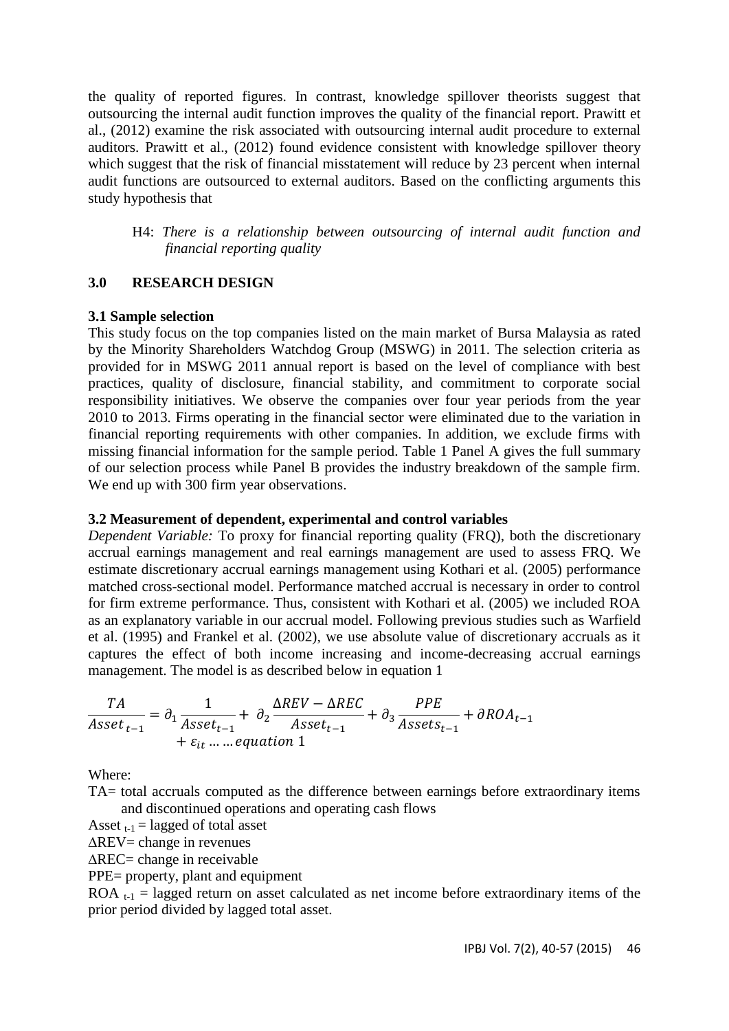the quality of reported figures. In contrast, knowledge spillover theorists suggest that outsourcing the internal audit function improves the quality of the financial report. Prawitt et al., (2012) examine the risk associated with outsourcing internal audit procedure to external auditors. Prawitt et al., (2012) found evidence consistent with knowledge spillover theory which suggest that the risk of financial misstatement will reduce by 23 percent when internal audit functions are outsourced to external auditors. Based on the conflicting arguments this study hypothesis that

> H4: *There is a relationship between outsourcing of internal audit function and financial reporting quality*

## 3.0 RESEARCH DESIGN

### 3.1 Sample selection

This study focus on the top companies listed on the main market of Bursa Malaysia as rated by the Minority Shareholders Watchdog Group (MSWG) in 2011. The selection criteria as provided for in MSWG 2011 annual report is based on the level of compliance with best practices, quality of disclosure, financial stability, and commitment to corporate social responsibility initiatives. We observe the companies over four year periods from the year 2010 to 2013. Firms operating in the financial sector were eliminated due to the variation in financial reporting requirements with other companies. In addition, we exclude firms with missing financial information for the sample period. Table 1 Panel A gives the full summary of our selection process while Panel B provides the industry breakdown of the sample firm. We end up with 300 firm year observations.

### 3.2 Measurement of dependent, experimental and control variables

*Dependent Variable:* To proxy for financial reporting quality (FRQ), both the discretionary accrual earnings management and real earnings management are used to assess FRQ. We estimate discretionary accrual earnings management using Kothari et al. (2005) performance matched cross-sectional model. Performance matched accrual is necessary in order to control for firm extreme performance. Thus, consistent with Kothari et al. (2005) we included ROA as an explanatory variable in our accrual model. Following previous studies such as Warfield et al. (1995) and Frankel et al. (2002), we use absolute value of discretionary accruals as it captures the effect of both income increasing and income-decreasing accrual earnings management. The model is as described below in equation 1

$$\frac{TA}{Asset_{t-1}} = \partial_1 \frac{1}{Asset_{t-1}} + \partial_2 \frac{\Delta REV - \Delta REC}{Asset_{t-1}} + \partial_3 \frac{PPE}{Assets_{t-1}} + \partial ROA_{t-1} + \varepsilon_{it} \ldots \ldots equation\ 1$$

Where:

TA= total accruals computed as the difference between earnings before extraordinary items and discontinued operations and operating cash flows

$Asset_{t-1}$ = lagged of total asset

$\Delta$REV= change in revenues

$\Delta$REC= change in receivable

PPE= property, plant and equipment

$ROA_{t-1}$ = lagged return on asset calculated as net income before extraordinary items of the prior period divided by lagged total asset.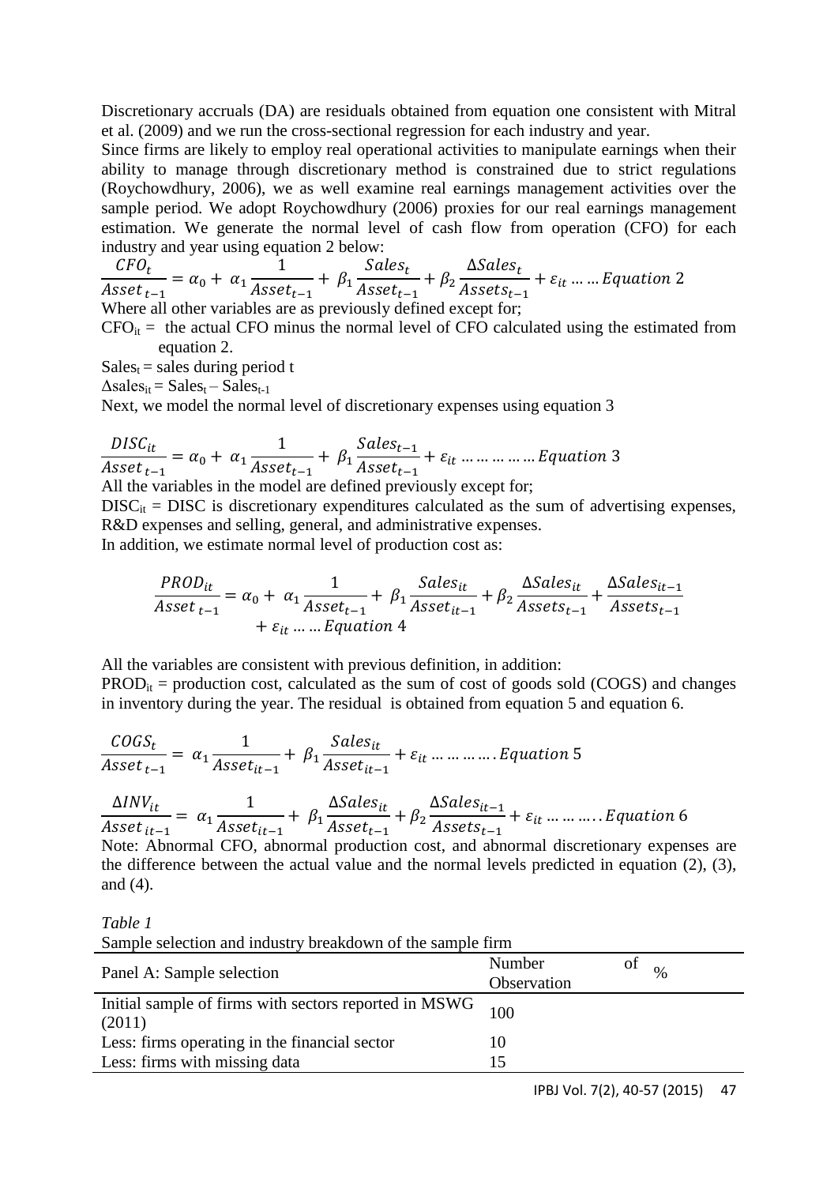Discretionary accruals (DA) are residuals obtained from equation one consistent with Mitral et al. (2009) and we run the cross-sectional regression for each industry and year.

Since firms are likely to employ real operational activities to manipulate earnings when their ability to manage through discretionary method is constrained due to strict regulations (Roychowdhury, 2006), we as well examine real earnings management activities over the sample period. We adopt Roychowdhury (2006) proxies for our real earnings management estimation. We generate the normal level of cash flow from operation (CFO) for each industry and year using equation 2 below:

$$\frac{CFO_t}{Asset_{t-1}} = \alpha_0 + \alpha_1 \frac{1}{Asset_{t-1}} + \beta_1 \frac{Sales_t}{Asset_{t-1}} + \beta_2 \frac{\Delta Sales_t}{Assets_{t-1}} + \varepsilon_{it} \ldots \ldots Equation\ 2$$

Where all other variables are as previously defined except for;

$CFO_{it}$ = the actual CFO minus the normal level of CFO calculated using the estimated from equation 2.

$Sales_t$ = sales during period t

$\Delta sales_{it} = Sales_t - Sales_{t-1}$

Next, we model the normal level of discretionary expenses using equation 3

$$\frac{DISC_{it}}{Asset_{t-1}} = \alpha_0 + \alpha_1 \frac{1}{Asset_{t-1}} + \beta_1 \frac{Sales_{t-1}}{Asset_{t-1}} + \varepsilon_{it} \ldots \ldots \ldots \ldots \ldots Equation\ 3$$

All the variables in the model are defined previously except for;

$DISC_{it}$ = DISC is discretionary expenditures calculated as the sum of advertising expenses, R&D expenses and selling, general, and administrative expenses.

In addition, we estimate normal level of production cost as:

$$\frac{PROD_{it}}{Asset_{t-1}} = \alpha_0 + \alpha_1 \frac{1}{Asset_{t-1}} + \beta_1 \frac{Sales_{it}}{Asset_{it-1}} + \beta_2 \frac{\Delta Sales_{it}}{Assets_{t-1}} + \frac{\Delta Sales_{it-1}}{Assets_{t-1}} + \varepsilon_{it} \ldots \ldots Equation\ 4$$

All the variables are consistent with previous definition, in addition:

$PROD_{it}$ = production cost, calculated as the sum of cost of goods sold (COGS) and changes in inventory during the year. The residual is obtained from equation 5 and equation 6.

$$\frac{COGS_t}{Asset_{t-1}} = \alpha_1 \frac{1}{Asset_{it-1}} + \beta_1 \frac{Sales_{it}}{Asset_{it-1}} + \varepsilon_{it} \ldots \ldots \ldots \ldots . Equation\ 5$$

$$\frac{\Delta INV_{it}}{Asset_{it-1}} = \alpha_1 \frac{1}{Asset_{it-1}} + \beta_1 \frac{\Delta Sales_{it}}{Asset_{t-1}} + \beta_2 \frac{\Delta Sales_{it-1}}{Assets_{t-1}} + \varepsilon_{it} \ldots \ldots \ldots . . Equation\ 6$$

Note: Abnormal CFO, abnormal production cost, and abnormal discretionary expenses are the difference between the actual value and the normal levels predicted in equation (2), (3), and (4).

*Table 1*

Sample selection and industry breakdown of the sample firm

| Panel A: Sample selection | Number of Observation | % |
|---|---|---|
| Initial sample of firms with sectors reported in MSWG (2011) | 100 | |
| Less: firms operating in the financial sector | 10 | |
| Less: firms with missing data | 15 | |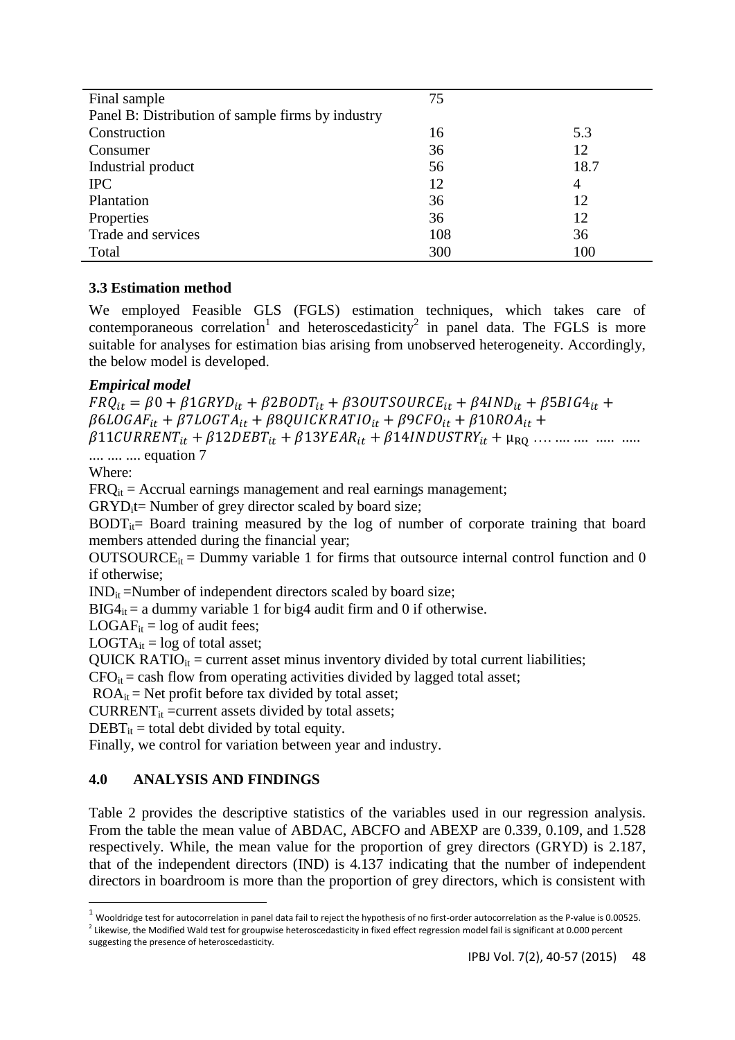| | | |
|---|---|---|
| Final sample | 75 | |
| Panel B: Distribution of sample firms by industry | | |
| Construction | 16 | 5.3 |
| Consumer | 36 | 12 |
| Industrial product | 56 | 18.7 |
| IPC | 12 | 4 |
| Plantation | 36 | 12 |
| Properties | 36 | 12 |
| Trade and services | 108 | 36 |
| Total | 300 | 100 |

### 3.3 Estimation method

We employed Feasible GLS (FGLS) estimation techniques, which takes care of contemporaneous correlation[1] and heteroscedasticity[2] in panel data. The FGLS is more suitable for analyses for estimation bias arising from unobserved heterogeneity. Accordingly, the below model is developed.

***Empirical model***

$$FRQ_{it} = \beta 0 + \beta 1GRYD_{it} + \beta 2BODT_{it} + \beta 3OUTSOURCE_{it} + \beta 4IND_{it} + \beta 5BIG4_{it} + \beta 6LOGAF_{it} + \beta 7LOGTA_{it} + \beta 8QUICKRATIO_{it} + \beta 9CFO_{it} + \beta 10ROA_{it} + \beta 11CURRENT_{it} + \beta 12DEBT_{it} + \beta 13YEAR_{it} + \beta 14INDUSTRY_{it} + \mu_{RQ}$$

…. …. …. ….. ….. …. …. …. equation 7

Where:

$FRQ_{it}$ = Accrual earnings management and real earnings management;

$GRYD_{i}t$= Number of grey director scaled by board size;

$BODT_{it}$= Board training measured by the log of number of corporate training that board members attended during the financial year;

$OUTSOURCE_{it}$ = Dummy variable 1 for firms that outsource internal control function and 0 if otherwise;

$IND_{it}$ =Number of independent directors scaled by board size;

$BIG4_{it}$ = a dummy variable 1 for big4 audit firm and 0 if otherwise.

$LOGAF_{it}$ = log of audit fees;

$LOGTA_{it}$ = log of total asset;

QUICK $RATIO_{it}$ = current asset minus inventory divided by total current liabilities;

$CFO_{it}$ = cash flow from operating activities divided by lagged total asset;

$ROA_{it}$ = Net profit before tax divided by total asset;

$CURRENT_{it}$ =current assets divided by total assets;

$DEBT_{it}$ = total debt divided by total equity.

Finally, we control for variation between year and industry.

## 4.0 ANALYSIS AND FINDINGS

Table 2 provides the descriptive statistics of the variables used in our regression analysis. From the table the mean value of ABDAC, ABCFO and ABEXP are 0.339, 0.109, and 1.528 respectively. While, the mean value for the proportion of grey directors (GRYD) is 2.187, that of the independent directors (IND) is 4.137 indicating that the number of independent directors in boardroom is more than the proportion of grey directors, which is consistent with

[1] Wooldridge test for autocorrelation in panel data fail to reject the hypothesis of no first-order autocorrelation as the P-value is 0.00525.

[2] Likewise, the Modified Wald test for groupwise heteroscedasticity in fixed effect regression model fail is significant at 0.000 percent suggesting the presence of heteroscedasticity.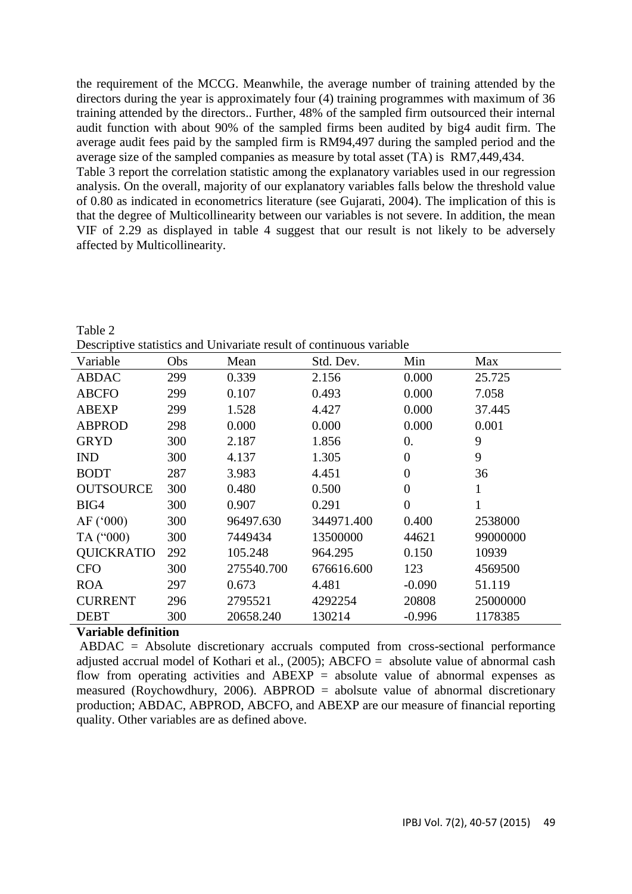the requirement of the MCCG. Meanwhile, the average number of training attended by the directors during the year is approximately four (4) training programmes with maximum of 36 training attended by the directors.. Further, 48% of the sampled firm outsourced their internal audit function with about 90% of the sampled firms been audited by big4 audit firm. The average audit fees paid by the sampled firm is RM94,497 during the sampled period and the average size of the sampled companies as measure by total asset (TA) is RM7,449,434.

Table 3 report the correlation statistic among the explanatory variables used in our regression analysis. On the overall, majority of our explanatory variables falls below the threshold value of 0.80 as indicated in econometrics literature (see Gujarati, 2004). The implication of this is that the degree of Multicollinearity between our variables is not severe. In addition, the mean VIF of 2.29 as displayed in table 4 suggest that our result is not likely to be adversely affected by Multicollinearity.

Table 2

Descriptive statistics and Univariate result of continuous variable

| Variable | Obs | Mean | Std. Dev. | Min | Max |
|---|---|---|---|---|---|
| ABDAC | 299 | 0.339 | 2.156 | 0.000 | 25.725 |
| ABCFO | 299 | 0.107 | 0.493 | 0.000 | 7.058 |
| ABEXP | 299 | 1.528 | 4.427 | 0.000 | 37.445 |
| ABPROD | 298 | 0.000 | 0.000 | 0.000 | 0.001 |
| GRYD | 300 | 2.187 | 1.856 | 0. | 9 |
| IND | 300 | 4.137 | 1.305 | 0 | 9 |
| BODT | 287 | 3.983 | 4.451 | 0 | 36 |
| OUTSOURCE | 300 | 0.480 | 0.500 | 0 | 1 |
| BIG4 | 300 | 0.907 | 0.291 | 0 | 1 |
| AF ('000) | 300 | 96497.630 | 344971.400 | 0.400 | 2538000 |
| TA ("000) | 300 | 7449434 | 13500000 | 44621 | 99000000 |
| QUICKRATIO | 292 | 105.248 | 964.295 | 0.150 | 10939 |
| CFO | 300 | 275540.700 | 676616.600 | 123 | 4569500 |
| ROA | 297 | 0.673 | 4.481 | -0.090 | 51.119 |
| CURRENT | 296 | 2795521 | 4292254 | 20808 | 25000000 |
| DEBT | 300 | 20658.240 | 130214 | -0.996 | 1178385 |

**Variable definition**

ABDAC = Absolute discretionary accruals computed from cross-sectional performance adjusted accrual model of Kothari et al., (2005); ABCFO = absolute value of abnormal cash flow from operating activities and ABEXP = absolute value of abnormal expenses as measured (Roychowdhury, 2006). ABPROD = abolsute value of abnormal discretionary production; ABDAC, ABPROD, ABCFO, and ABEXP are our measure of financial reporting quality. Other variables are as defined above.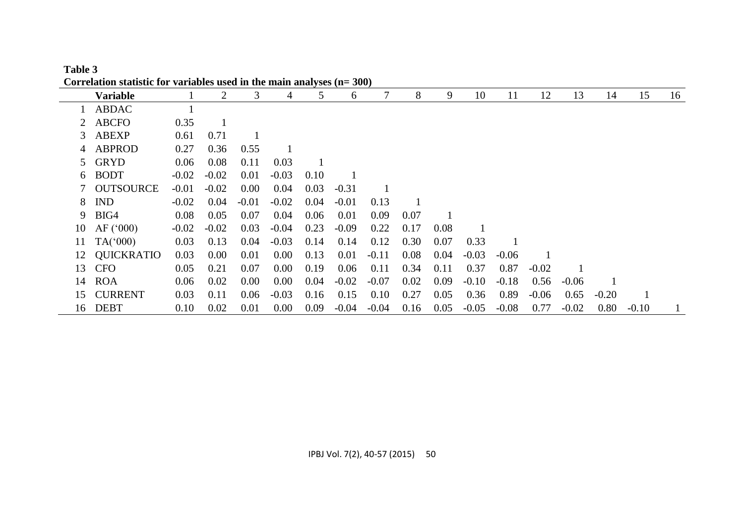**Table 3**

**Correlation statistic for variables used in the main analyses (n= 300)**

| | Variable | 1 | 2 | 3 | 4 | 5 | 6 | 7 | 8 | 9 | 10 | 11 | 12 | 13 | 14 | 15 | 16 |
|---|---|---|---|---|---|---|---|---|---|---|---|---|---|---|---|---|---|
| 1 | ABDAC | 1 | | | | | | | | | | | | | | | |
| 2 | ABCFO | 0.35 | 1 | | | | | | | | | | | | | | |
| 3 | ABEXP | 0.61 | 0.71 | 1 | | | | | | | | | | | | | |
| 4 | ABPROD | 0.27 | 0.36 | 0.55 | 1 | | | | | | | | | | | | |
| 5 | GRYD | 0.06 | 0.08 | 0.11 | 0.03 | 1 | | | | | | | | | | | |
| 6 | BODT | -0.02 | -0.02 | 0.01 | -0.03 | 0.10 | 1 | | | | | | | | | | |
| 7 | OUTSOURCE | -0.01 | -0.02 | 0.00 | 0.04 | 0.03 | -0.31 | 1 | | | | | | | | | |
| 8 | IND | -0.02 | 0.04 | -0.01 | -0.02 | 0.04 | -0.01 | 0.13 | 1 | | | | | | | | |
| 9 | BIG4 | 0.08 | 0.05 | 0.07 | 0.04 | 0.06 | 0.01 | 0.09 | 0.07 | 1 | | | | | | | |
| 10 | AF (‘000) | -0.02 | -0.02 | 0.03 | -0.04 | 0.23 | -0.09 | 0.22 | 0.17 | 0.08 | 1 | | | | | | |
| 11 | TA(‘000) | 0.03 | 0.13 | 0.04 | -0.03 | 0.14 | 0.14 | 0.12 | 0.30 | 0.07 | 0.33 | 1 | | | | | |
| 12 | QUICKRATIO | 0.03 | 0.00 | 0.01 | 0.00 | 0.13 | 0.01 | -0.11 | 0.08 | 0.04 | -0.03 | -0.06 | 1 | | | | |
| 13 | CFO | 0.05 | 0.21 | 0.07 | 0.00 | 0.19 | 0.06 | 0.11 | 0.34 | 0.11 | 0.37 | 0.87 | -0.02 | 1 | | | |
| 14 | ROA | 0.06 | 0.02 | 0.00 | 0.00 | 0.04 | -0.02 | -0.07 | 0.02 | 0.09 | -0.10 | -0.18 | 0.56 | -0.06 | 1 | | |
| 15 | CURRENT | 0.03 | 0.11 | 0.06 | -0.03 | 0.16 | 0.15 | 0.10 | 0.27 | 0.05 | 0.36 | 0.89 | -0.06 | 0.65 | -0.20 | 1 | |
| 16 | DEBT | 0.10 | 0.02 | 0.01 | 0.00 | 0.09 | -0.04 | -0.04 | 0.16 | 0.05 | -0.05 | -0.08 | 0.77 | -0.02 | 0.80 | -0.10 | 1 |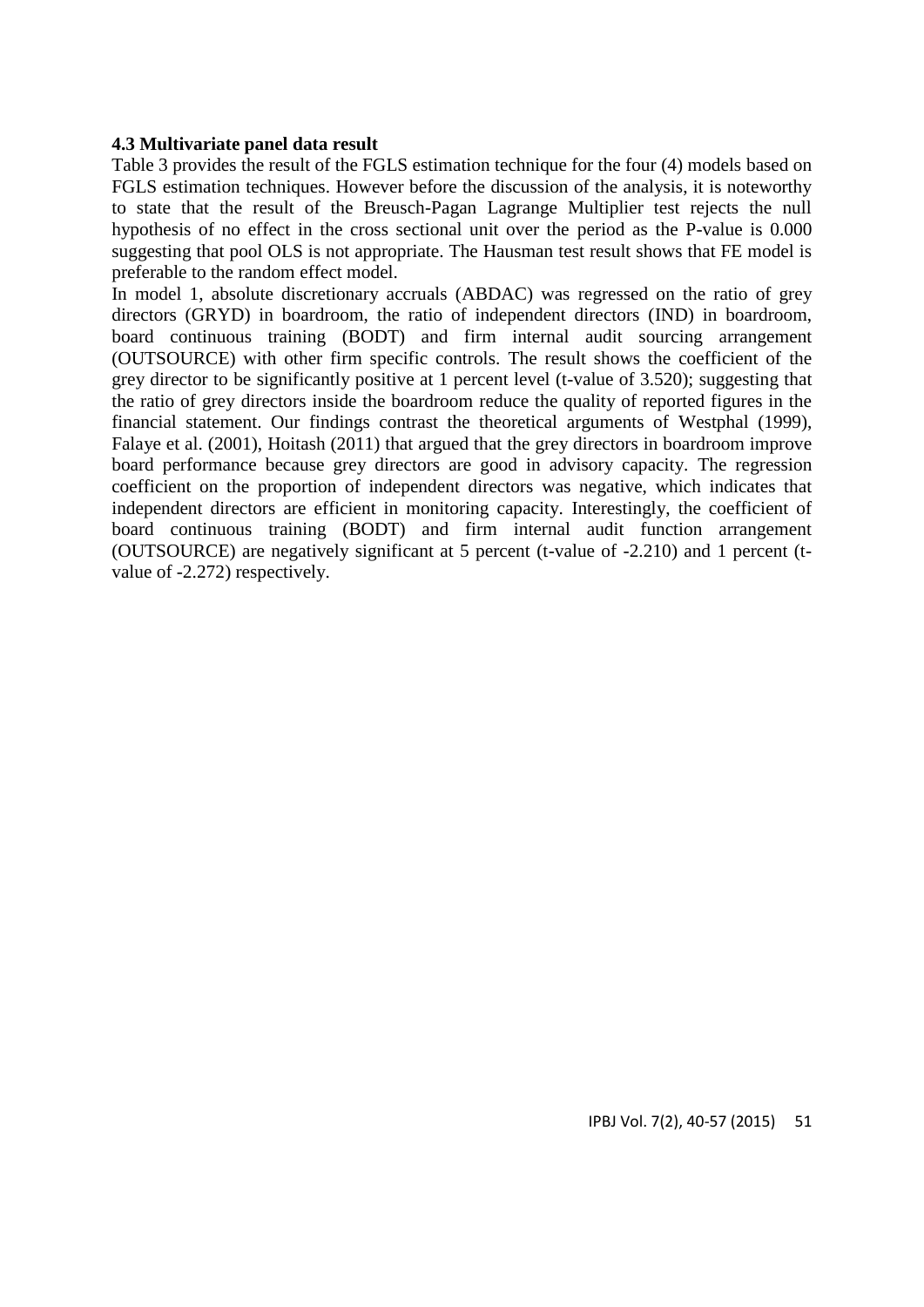### 4.3 Multivariate panel data result

Table 3 provides the result of the FGLS estimation technique for the four (4) models based on FGLS estimation techniques. However before the discussion of the analysis, it is noteworthy to state that the result of the Breusch-Pagan Lagrange Multiplier test rejects the null hypothesis of no effect in the cross sectional unit over the period as the P-value is 0.000 suggesting that pool OLS is not appropriate. The Hausman test result shows that FE model is preferable to the random effect model.

In model 1, absolute discretionary accruals (ABDAC) was regressed on the ratio of grey directors (GRYD) in boardroom, the ratio of independent directors (IND) in boardroom, board continuous training (BODT) and firm internal audit sourcing arrangement (OUTSOURCE) with other firm specific controls. The result shows the coefficient of the grey director to be significantly positive at 1 percent level (t-value of 3.520); suggesting that the ratio of grey directors inside the boardroom reduce the quality of reported figures in the financial statement. Our findings contrast the theoretical arguments of Westphal (1999), Falaye et al. (2001), Hoitash (2011) that argued that the grey directors in boardroom improve board performance because grey directors are good in advisory capacity. The regression coefficient on the proportion of independent directors was negative, which indicates that independent directors are efficient in monitoring capacity. Interestingly, the coefficient of board continuous training (BODT) and firm internal audit function arrangement (OUTSOURCE) are negatively significant at 5 percent (t-value of -2.210) and 1 percent (t-value of -2.272) respectively.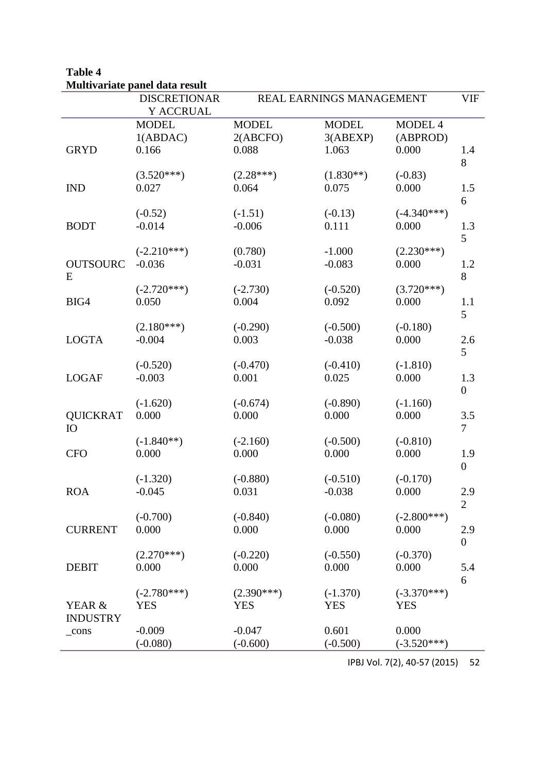**Table 4**
**Multivariate panel data result**

| | DISCRETIONARY ACCRUAL | REAL EARNINGS MANAGEMENT | | | VIF |
|---|---|---|---|---|---|
| | MODEL 1(ABDAC) | MODEL 2(ABCFO) | MODEL 3(ABEXP) | MODEL 4 (ABPROD) | |
| GRYD | 0.166 | 0.088 | 1.063 | 0.000 | 1.48 |
| | (3.520***) | (2.28***) | (1.830**) | (-0.83) | |
| IND | 0.027 | 0.064 | 0.075 | 0.000 | 1.56 |
| | (-0.52) | (-1.51) | (-0.13) | (-4.340***) | |
| BODT | -0.014 | -0.006 | 0.111 | 0.000 | 1.35 |
| | (-2.210***) | (0.780) | -1.000 | (2.230***) | |
| OUTSOURCE | -0.036 | -0.031 | -0.083 | 0.000 | 1.28 |
| | (-2.720***) | (-2.730) | (-0.520) | (3.720***) | |
| BIG4 | 0.050 | 0.004 | 0.092 | 0.000 | 1.15 |
| | (2.180***) | (-0.290) | (-0.500) | (-0.180) | |
| LOGTA | -0.004 | 0.003 | -0.038 | 0.000 | 2.65 |
| | (-0.520) | (-0.470) | (-0.410) | (-1.810) | |
| LOGAF | -0.003 | 0.001 | 0.025 | 0.000 | 1.30 |
| | (-1.620) | (-0.674) | (-0.890) | (-1.160) | |
| QUICKRATIO | 0.000 | 0.000 | 0.000 | 0.000 | 3.57 |
| | (-1.840**) | (-2.160) | (-0.500) | (-0.810) | |
| CFO | 0.000 | 0.000 | 0.000 | 0.000 | 1.90 |
| | (-1.320) | (-0.880) | (-0.510) | (-0.170) | |
| ROA | -0.045 | 0.031 | -0.038 | 0.000 | 2.92 |
| | (-0.700) | (-0.840) | (-0.080) | (-2.800***) | |
| CURRENT | 0.000 | 0.000 | 0.000 | 0.000 | 2.90 |
| | (2.270***) | (-0.220) | (-0.550) | (-0.370) | |
| DEBIT | 0.000 | 0.000 | 0.000 | 0.000 | 5.46 |
| | (-2.780***) | (2.390***) | (-1.370) | (-3.370***) | |
| YEAR & INDUSTRY | YES | YES | YES | YES | |
| _cons | -0.009 | -0.047 | 0.601 | 0.000 | |
| | (-0.080) | (-0.600) | (-0.500) | (-3.520***) | |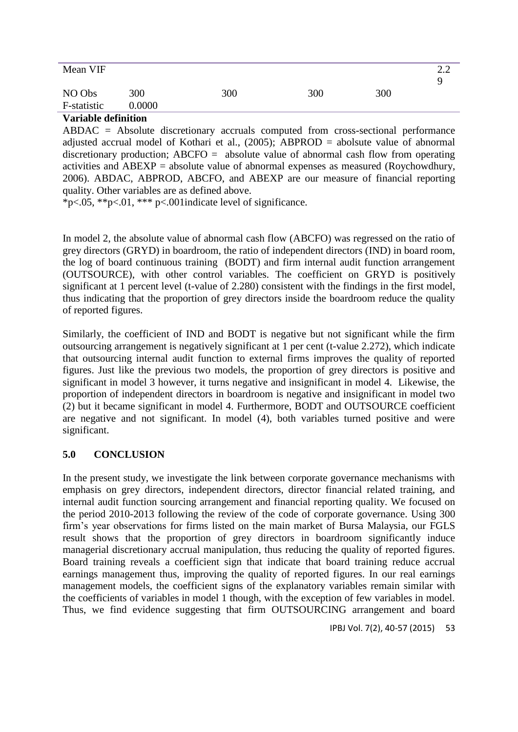| | | | | | |
|---|---|---|---|---|---|
| Mean VIF | | | | | 2.29 |
| NO Obs | 300 | 300 | 300 | 300 | |
| F-statistic | 0.0000 | | | | |

**Variable definition**

ABDAC = Absolute discretionary accruals computed from cross-sectional performance adjusted accrual model of Kothari et al., (2005); ABPROD = abolsute value of abnormal discretionary production; ABCFO = absolute value of abnormal cash flow from operating activities and ABEXP = absolute value of abnormal expenses as measured (Roychowdhury, 2006). ABDAC, ABPROD, ABCFO, and ABEXP are our measure of financial reporting quality. Other variables are as defined above.

*p<.05, **p<.01, *** p<.001indicate level of significance.

In model 2, the absolute value of abnormal cash flow (ABCFO) was regressed on the ratio of grey directors (GRYD) in boardroom, the ratio of independent directors (IND) in board room, the log of board continuous training (BODT) and firm internal audit function arrangement (OUTSOURCE), with other control variables. The coefficient on GRYD is positively significant at 1 percent level (t-value of 2.280) consistent with the findings in the first model, thus indicating that the proportion of grey directors inside the boardroom reduce the quality of reported figures.

Similarly, the coefficient of IND and BODT is negative but not significant while the firm outsourcing arrangement is negatively significant at 1 per cent (t-value 2.272), which indicate that outsourcing internal audit function to external firms improves the quality of reported figures. Just like the previous two models, the proportion of grey directors is positive and significant in model 3 however, it turns negative and insignificant in model 4. Likewise, the proportion of independent directors in boardroom is negative and insignificant in model two (2) but it became significant in model 4. Furthermore, BODT and OUTSOURCE coefficient are negative and not significant. In model (4), both variables turned positive and were significant.

## 5.0 CONCLUSION

In the present study, we investigate the link between corporate governance mechanisms with emphasis on grey directors, independent directors, director financial related training, and internal audit function sourcing arrangement and financial reporting quality. We focused on the period 2010-2013 following the review of the code of corporate governance. Using 300 firm's year observations for firms listed on the main market of Bursa Malaysia, our FGLS result shows that the proportion of grey directors in boardroom significantly induce managerial discretionary accrual manipulation, thus reducing the quality of reported figures. Board training reveals a coefficient sign that indicate that board training reduce accrual earnings management thus, improving the quality of reported figures. In our real earnings management models, the coefficient signs of the explanatory variables remain similar with the coefficients of variables in model 1 though, with the exception of few variables in model. Thus, we find evidence suggesting that firm OUTSOURCING arrangement and board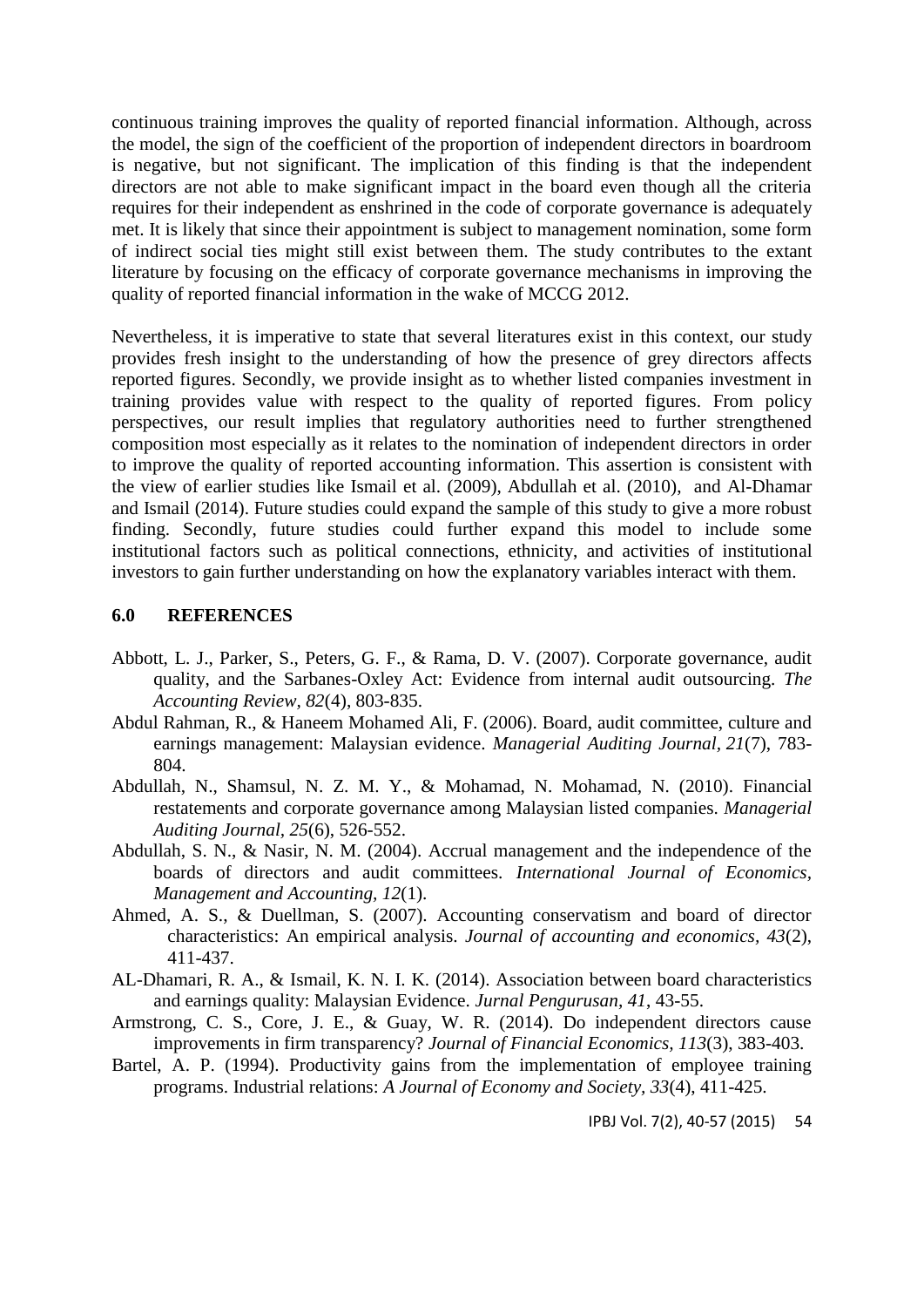continuous training improves the quality of reported financial information. Although, across the model, the sign of the coefficient of the proportion of independent directors in boardroom is negative, but not significant. The implication of this finding is that the independent directors are not able to make significant impact in the board even though all the criteria requires for their independent as enshrined in the code of corporate governance is adequately met. It is likely that since their appointment is subject to management nomination, some form of indirect social ties might still exist between them. The study contributes to the extant literature by focusing on the efficacy of corporate governance mechanisms in improving the quality of reported financial information in the wake of MCCG 2012.

Nevertheless, it is imperative to state that several literatures exist in this context, our study provides fresh insight to the understanding of how the presence of grey directors affects reported figures. Secondly, we provide insight as to whether listed companies investment in training provides value with respect to the quality of reported figures. From policy perspectives, our result implies that regulatory authorities need to further strengthened composition most especially as it relates to the nomination of independent directors in order to improve the quality of reported accounting information. This assertion is consistent with the view of earlier studies like Ismail et al. (2009), Abdullah et al. (2010), and Al-Dhamar and Ismail (2014). Future studies could expand the sample of this study to give a more robust finding. Secondly, future studies could further expand this model to include some institutional factors such as political connections, ethnicity, and activities of institutional investors to gain further understanding on how the explanatory variables interact with them.

## 6.0 REFERENCES

Abbott, L. J., Parker, S., Peters, G. F., & Rama, D. V. (2007). Corporate governance, audit quality, and the Sarbanes-Oxley Act: Evidence from internal audit outsourcing. *The Accounting Review, 82*(4), 803-835.

Abdul Rahman, R., & Haneem Mohamed Ali, F. (2006). Board, audit committee, culture and earnings management: Malaysian evidence. *Managerial Auditing Journal, 21*(7), 783-804.

Abdullah, N., Shamsul, N. Z. M. Y., & Mohamad, N. Mohamad, N. (2010). Financial restatements and corporate governance among Malaysian listed companies. *Managerial Auditing Journal, 25*(6), 526-552.

Abdullah, S. N., & Nasir, N. M. (2004). Accrual management and the independence of the boards of directors and audit committees. *International Journal of Economics, Management and Accounting, 12*(1).

Ahmed, A. S., & Duellman, S. (2007). Accounting conservatism and board of director characteristics: An empirical analysis. *Journal of accounting and economics, 43*(2), 411-437.

AL-Dhamari, R. A., & Ismail, K. N. I. K. (2014). Association between board characteristics and earnings quality: Malaysian Evidence. *Jurnal Pengurusan, 41*, 43-55.

Armstrong, C. S., Core, J. E., & Guay, W. R. (2014). Do independent directors cause improvements in firm transparency? *Journal of Financial Economics, 113*(3), 383-403.

Bartel, A. P. (1994). Productivity gains from the implementation of employee training programs. Industrial relations: *A Journal of Economy and Society, 33*(4), 411-425.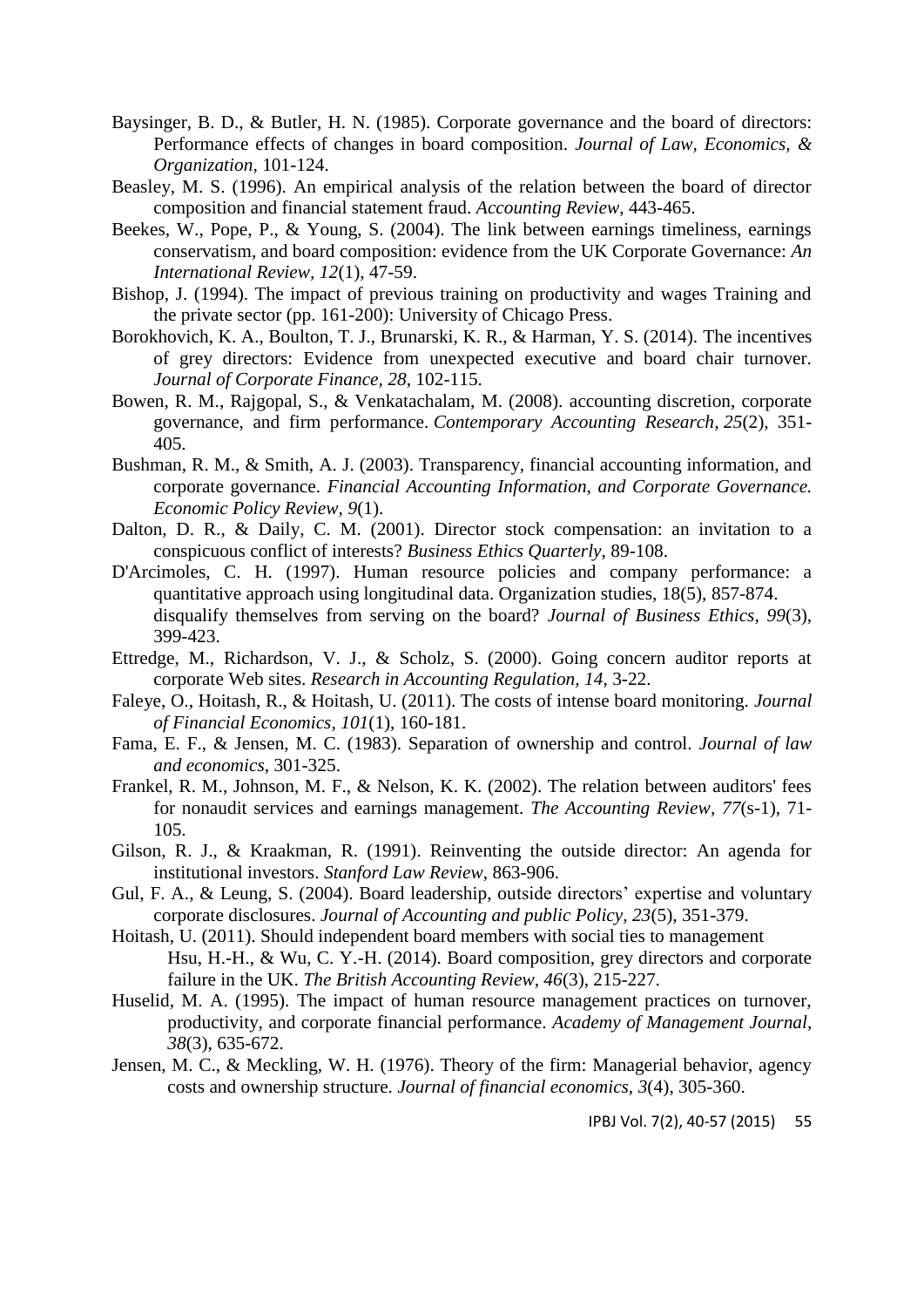Baysinger, B. D., & Butler, H. N. (1985). Corporate governance and the board of directors: Performance effects of changes in board composition. *Journal of Law, Economics, & Organization*, 101-124.

Beasley, M. S. (1996). An empirical analysis of the relation between the board of director composition and financial statement fraud. *Accounting Review*, 443-465.

Beekes, W., Pope, P., & Young, S. (2004). The link between earnings timeliness, earnings conservatism, and board composition: evidence from the UK Corporate Governance: *An International Review*, *12*(1), 47-59.

Bishop, J. (1994). The impact of previous training on productivity and wages Training and the private sector (pp. 161-200): University of Chicago Press.

Borokhovich, K. A., Boulton, T. J., Brunarski, K. R., & Harman, Y. S. (2014). The incentives of grey directors: Evidence from unexpected executive and board chair turnover. *Journal of Corporate Finance*, *28*, 102-115.

Bowen, R. M., Rajgopal, S., & Venkatachalam, M. (2008). accounting discretion, corporate governance, and firm performance. *Contemporary Accounting Research, 25*(2), 351-405.

Bushman, R. M., & Smith, A. J. (2003). Transparency, financial accounting information, and corporate governance. *Financial Accounting Information, and Corporate Governance. Economic Policy Review, 9*(1).

Dalton, D. R., & Daily, C. M. (2001). Director stock compensation: an invitation to a conspicuous conflict of interests? *Business Ethics Quarterly*, 89-108.

D'Arcimoles, C. H. (1997). Human resource policies and company performance: a quantitative approach using longitudinal data. Organization studies, 18(5), 857-874. disqualify themselves from serving on the board? *Journal of Business Ethics, 99*(3), 399-423.

Ettredge, M., Richardson, V. J., & Scholz, S. (2000). Going concern auditor reports at corporate Web sites. *Research in Accounting Regulation, 14*, 3-22.

Faleye, O., Hoitash, R., & Hoitash, U. (2011). The costs of intense board monitoring. *Journal of Financial Economics, 101*(1), 160-181.

Fama, E. F., & Jensen, M. C. (1983). Separation of ownership and control. *Journal of law and economics*, 301-325.

Frankel, R. M., Johnson, M. F., & Nelson, K. K. (2002). The relation between auditors' fees for nonaudit services and earnings management. *The Accounting Review, 77*(s-1), 71-105.

Gilson, R. J., & Kraakman, R. (1991). Reinventing the outside director: An agenda for institutional investors. *Stanford Law Review*, 863-906.

Gul, F. A., & Leung, S. (2004). Board leadership, outside directors' expertise and voluntary corporate disclosures. *Journal of Accounting and public Policy, 23*(5), 351-379.

Hoitash, U. (2011). Should independent board members with social ties to management Hsu, H.-H., & Wu, C. Y.-H. (2014). Board composition, grey directors and corporate failure in the UK. *The British Accounting Review, 46*(3), 215-227.

Huselid, M. A. (1995). The impact of human resource management practices on turnover, productivity, and corporate financial performance. *Academy of Management Journal, 38*(3), 635-672.

Jensen, M. C., & Meckling, W. H. (1976). Theory of the firm: Managerial behavior, agency costs and ownership structure. *Journal of financial economics, 3*(4), 305-360.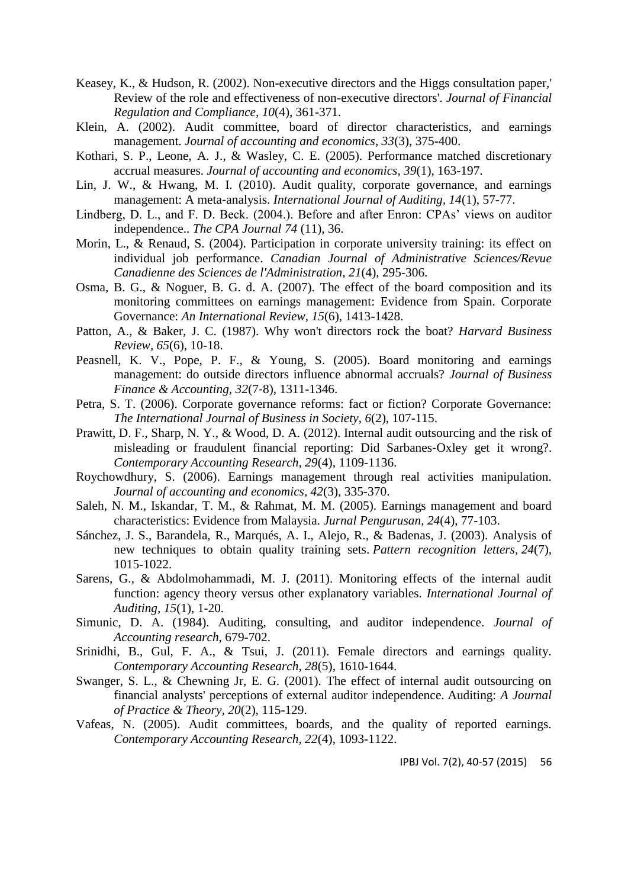Keasey, K., & Hudson, R. (2002). Non-executive directors and the Higgs consultation paper,' Review of the role and effectiveness of non-executive directors'. *Journal of Financial Regulation and Compliance*, *10*(4), 361-371.

Klein, A. (2002). Audit committee, board of director characteristics, and earnings management. *Journal of accounting and economics*, *33*(3), 375-400.

Kothari, S. P., Leone, A. J., & Wasley, C. E. (2005). Performance matched discretionary accrual measures. *Journal of accounting and economics*, *39*(1), 163-197.

Lin, J. W., & Hwang, M. I. (2010). Audit quality, corporate governance, and earnings management: A meta‐analysis. *International Journal of Auditing*, *14*(1), 57-77.

Lindberg, D. L., and F. D. Beck. (2004.). Before and after Enron: CPAs' views on auditor independence.. *The CPA Journal 74* (11), 36.

Morin, L., & Renaud, S. (2004). Participation in corporate university training: its effect on individual job performance. *Canadian Journal of Administrative Sciences/Revue Canadienne des Sciences de l'Administration*, *21*(4), 295-306.

Osma, B. G., & Noguer, B. G. d. A. (2007). The effect of the board composition and its monitoring committees on earnings management: Evidence from Spain. Corporate Governance: *An International Review*, *15*(6), 1413-1428.

Patton, A., & Baker, J. C. (1987). Why won't directors rock the boat? *Harvard Business Review*, *65*(6), 10-18.

Peasnell, K. V., Pope, P. F., & Young, S. (2005). Board monitoring and earnings management: do outside directors influence abnormal accruals? *Journal of Business Finance & Accounting*, *32*(7‐8), 1311-1346.

Petra, S. T. (2006). Corporate governance reforms: fact or fiction? Corporate Governance: *The International Journal of Business in Society*, *6*(2), 107-115.

Prawitt, D. F., Sharp, N. Y., & Wood, D. A. (2012). Internal audit outsourcing and the risk of misleading or fraudulent financial reporting: Did Sarbanes‐Oxley get it wrong?. *Contemporary Accounting Research*, *29*(4), 1109-1136.

Roychowdhury, S. (2006). Earnings management through real activities manipulation. *Journal of accounting and economics*, *42*(3), 335-370.

Saleh, N. M., Iskandar, T. M., & Rahmat, M. M. (2005). Earnings management and board characteristics: Evidence from Malaysia. *Jurnal Pengurusan*, *24*(4), 77-103.

Sánchez, J. S., Barandela, R., Marqués, A. I., Alejo, R., & Badenas, J. (2003). Analysis of new techniques to obtain quality training sets. *Pattern recognition letters*, *24*(7), 1015-1022.

Sarens, G., & Abdolmohammadi, M. J. (2011). Monitoring effects of the internal audit function: agency theory versus other explanatory variables. *International Journal of Auditing*, *15*(1), 1-20.

Simunic, D. A. (1984). Auditing, consulting, and auditor independence. *Journal of Accounting research*, 679-702.

Srinidhi, B., Gul, F. A., & Tsui, J. (2011). Female directors and earnings quality. *Contemporary Accounting Research*, *28*(5), 1610-1644.

Swanger, S. L., & Chewning Jr, E. G. (2001). The effect of internal audit outsourcing on financial analysts' perceptions of external auditor independence. Auditing: *A Journal of Practice & Theory*, *20*(2), 115-129.

Vafeas, N. (2005). Audit committees, boards, and the quality of reported earnings. *Contemporary Accounting Research*, *22*(4), 1093-1122.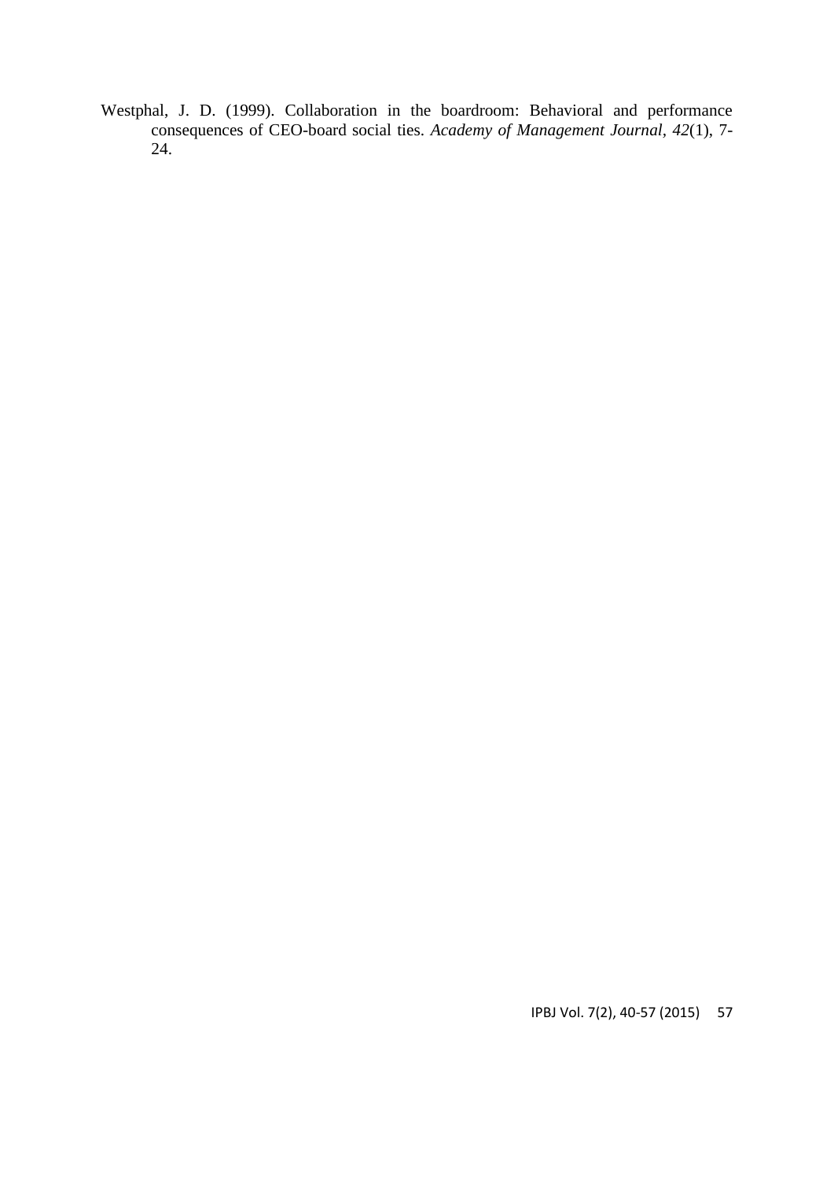Westphal, J. D. (1999). Collaboration in the boardroom: Behavioral and performance consequences of CEO-board social ties. *Academy of Management Journal*, *42*(1), 7-24.